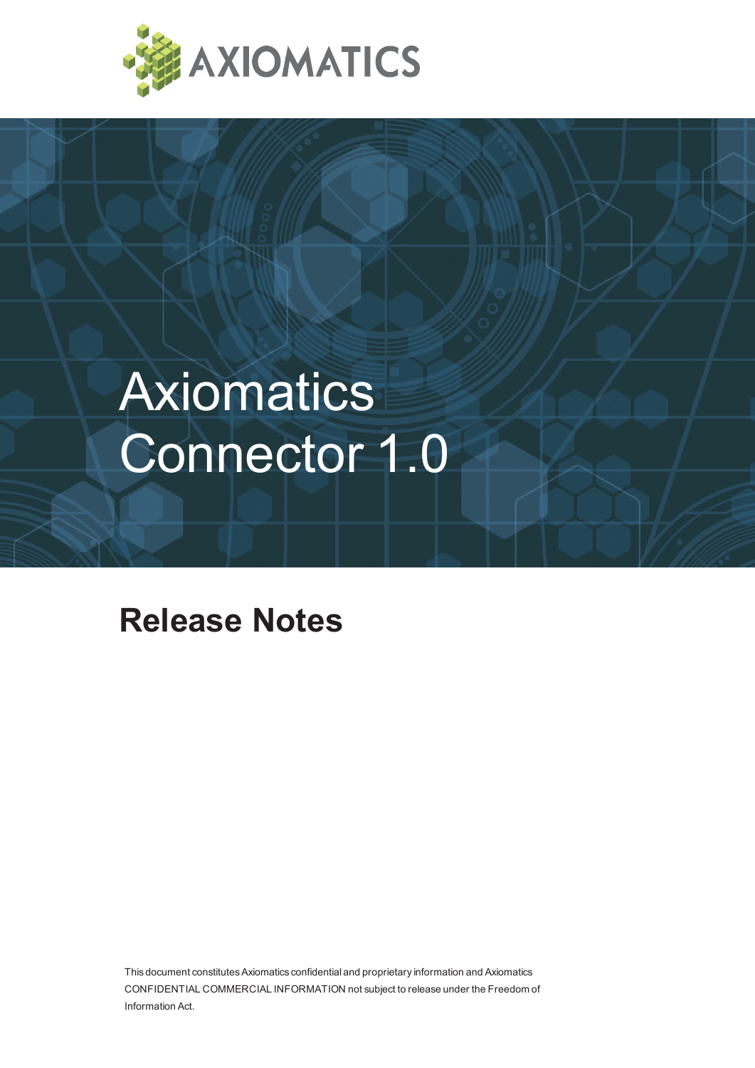AXIOMATICS

# Axiomatics Connector 1.0

## Release Notes

This document constitutes Axiomatics confidential and proprietary information and Axiomatics CONFIDENTIAL COMMERCIAL INFORMATION not subject to release under the Freedom of Information Act.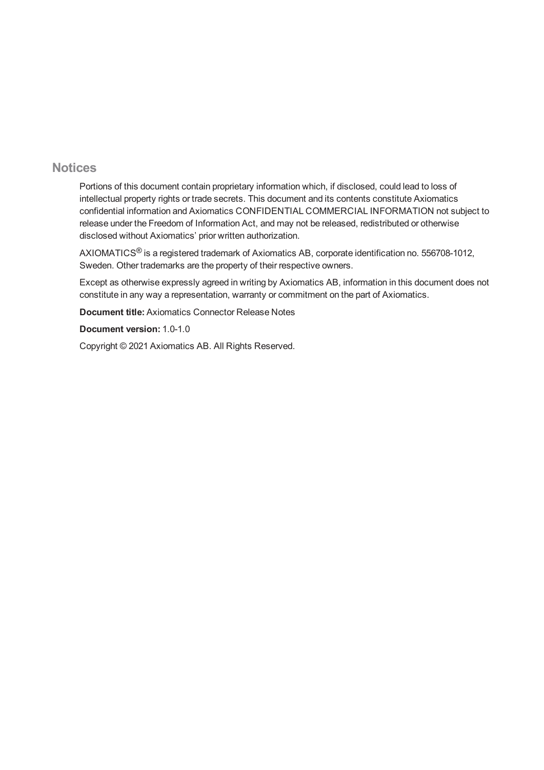## Notices

Portions of this document contain proprietary information which, if disclosed, could lead to loss of intellectual property rights or trade secrets. This document and its contents constitute Axiomatics confidential information and Axiomatics CONFIDENTIAL COMMERCIAL INFORMATION not subject to release under the Freedom of Information Act, and may not be released, redistributed or otherwise disclosed without Axiomatics' prior written authorization.

AXIOMATICS® is a registered trademark of Axiomatics AB, corporate identification no. 556708-1012, Sweden. Other trademarks are the property of their respective owners.

Except as otherwise expressly agreed in writing by Axiomatics AB, information in this document does not constitute in any way a representation, warranty or commitment on the part of Axiomatics.

**Document title:** Axiomatics Connector Release Notes

**Document version:** 1.0-1.0

Copyright © 2021 Axiomatics AB. All Rights Reserved.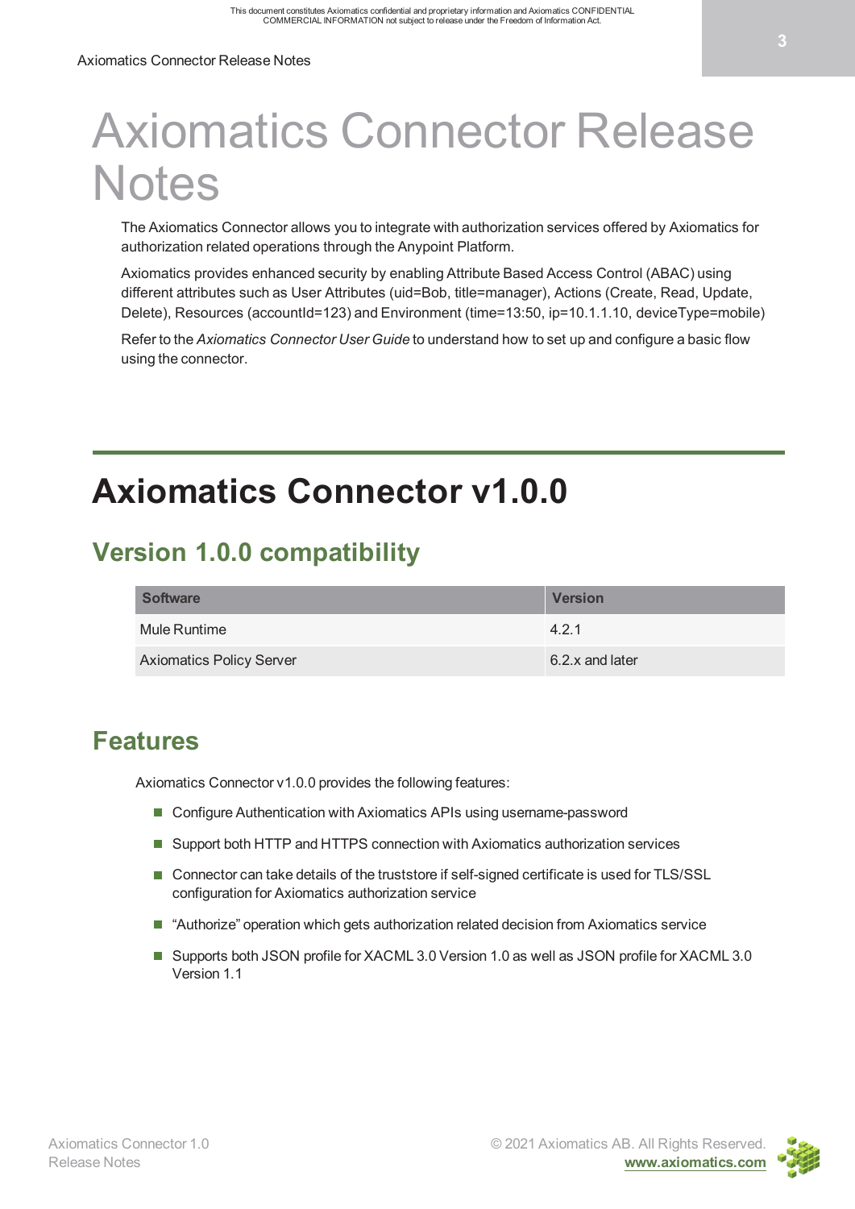# Axiomatics Connector Release Notes

The Axiomatics Connector allows you to integrate with authorization services offered by Axiomatics for authorization related operations through the Anypoint Platform.

Axiomatics provides enhanced security by enabling Attribute Based Access Control (ABAC) using different attributes such as User Attributes (uid=Bob, title=manager), Actions (Create, Read, Update, Delete), Resources (accountId=123) and Environment (time=13:50, ip=10.1.1.10, deviceType=mobile)

Refer to the *Axiomatics Connector User Guide* to understand how to set up and configure a basic flow using the connector.

## Axiomatics Connector v1.0.0

### Version 1.0.0 compatibility

| Software | Version |
|---|---|
| Mule Runtime | 4.2.1 |
| Axiomatics Policy Server | 6.2.x and later |

### Features

Axiomatics Connector v1.0.0 provides the following features:

- Configure Authentication with Axiomatics APIs using username-password
- Support both HTTP and HTTPS connection with Axiomatics authorization services
- Connector can take details of the truststore if self-signed certificate is used for TLS/SSL configuration for Axiomatics authorization service
- "Authorize" operation which gets authorization related decision from Axiomatics service
- Supports both JSON profile for XACML 3.0 Version 1.0 as well as JSON profile for XACML 3.0 Version 1.1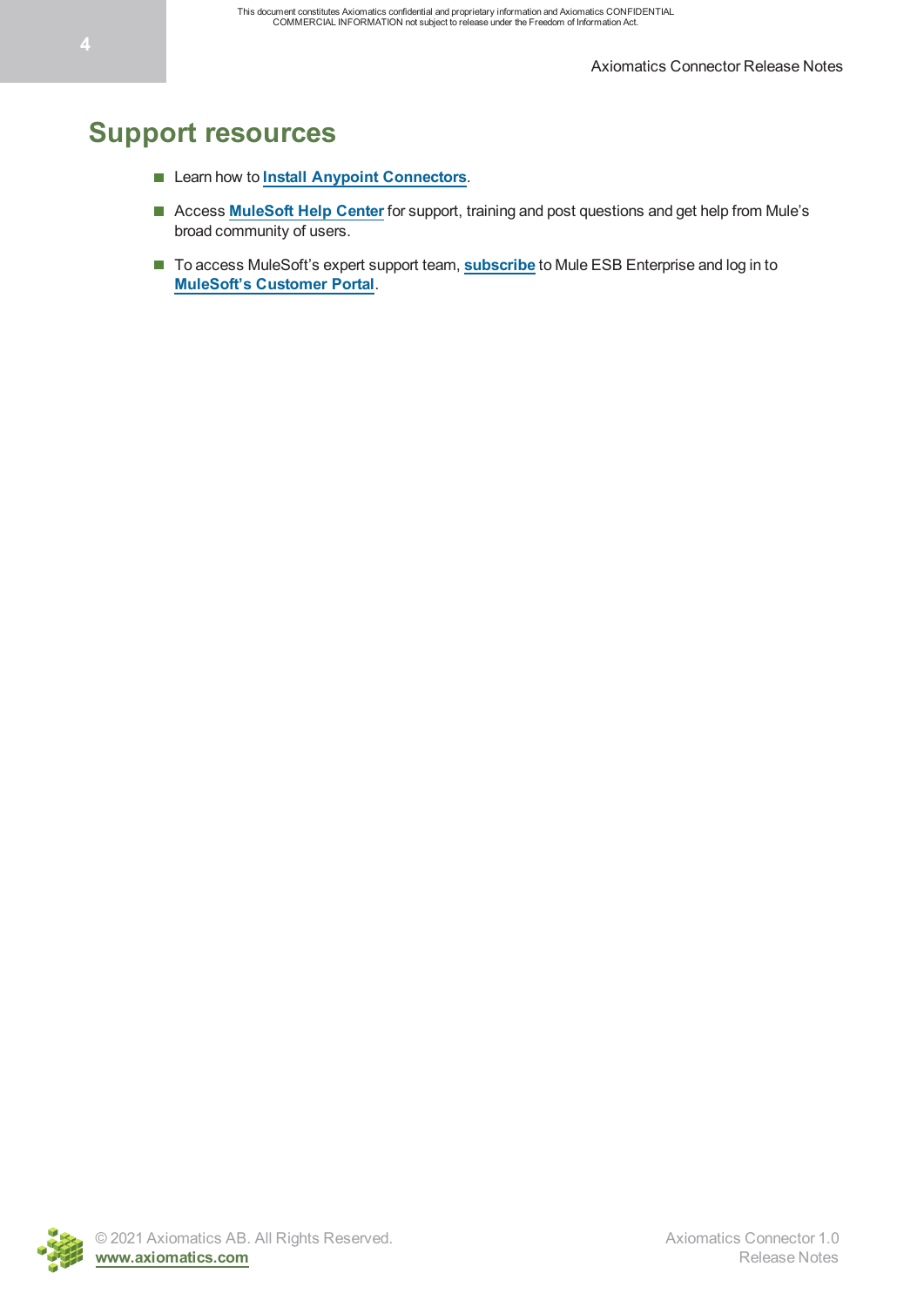## Support resources

- Learn how to **Install Anypoint Connectors**.
- Access **MuleSoft Help Center** for support, training and post questions and get help from Mule's broad community of users.
- To access MuleSoft's expert support team, **subscribe** to Mule ESB Enterprise and log in to **MuleSoft's Customer Portal**.